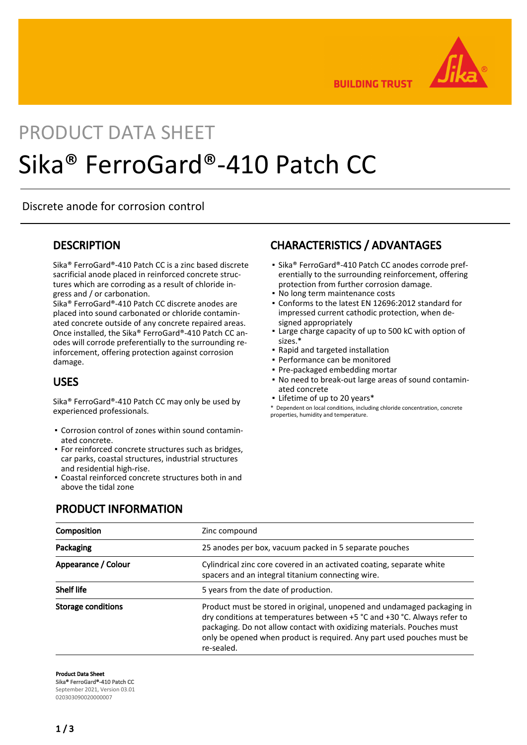# PRODUCT DATA SHEET

# Sika® FerroGard®-410 Patch CC

Discrete anode for corrosion control

## DESCRIPTION

Sika® FerroGard®-410 Patch CC is a zinc based discrete sacrificial anode placed in reinforced concrete structures which are corroding as a result of chloride ingress and / or carbonation.
Sika® FerroGard®-410 Patch CC discrete anodes are placed into sound carbonated or chloride contaminated concrete outside of any concrete repaired areas. Once installed, the Sika® FerroGard®-410 Patch CC anodes will corrode preferentially to the surrounding reinforcement, offering protection against corrosion damage.

## USES

Sika® FerroGard®-410 Patch CC may only be used by experienced professionals.

- Corrosion control of zones within sound contaminated concrete.
- For reinforced concrete structures such as bridges, car parks, coastal structures, industrial structures and residential high-rise.
- Coastal reinforced concrete structures both in and above the tidal zone

## CHARACTERISTICS / ADVANTAGES

- Sika® FerroGard®-410 Patch CC anodes corrode preferentially to the surrounding reinforcement, offering protection from further corrosion damage.
- No long term maintenance costs
- Conforms to the latest EN 12696:2012 standard for impressed current cathodic protection, when designed appropriately
- Large charge capacity of up to 500 kC with option of sizes.*
- Rapid and targeted installation
- Performance can be monitored
- Pre-packaged embedding mortar
- No need to break-out large areas of sound contaminated concrete
- Lifetime of up to 20 years*

\* Dependent on local conditions, including chloride concentration, concrete properties, humidity and temperature.

## PRODUCT INFORMATION

| | |
|---|---|
| **Composition** | Zinc compound |
| **Packaging** | 25 anodes per box, vacuum packed in 5 separate pouches |
| **Appearance / Colour** | Cylindrical zinc core covered in an activated coating, separate white spacers and an integral titanium connecting wire. |
| **Shelf life** | 5 years from the date of production. |
| **Storage conditions** | Product must be stored in original, unopened and undamaged packaging in dry conditions at temperatures between +5 °C and +30 °C. Always refer to packaging. Do not allow contact with oxidizing materials. Pouches must only be opened when product is required. Any part used pouches must be re-sealed. |

**Product Data Sheet**
**Sika® FerroGard®-410 Patch CC**
September 2021, Version 03.01
020303090020000007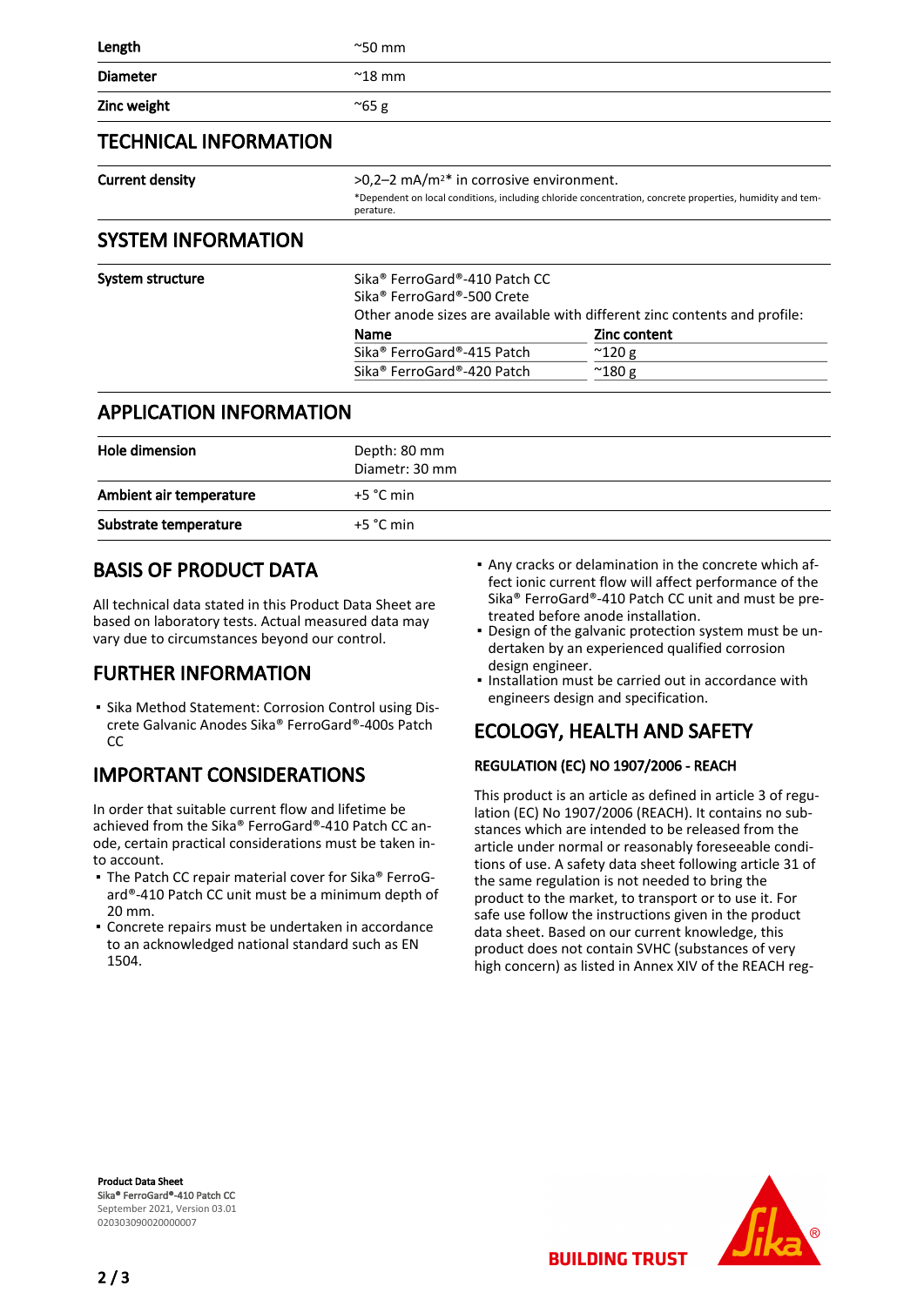| | |
|---|---|
| **Length** | ~50 mm |
| **Diameter** | ~18 mm |
| **Zinc weight** | ~65 g |

## TECHNICAL INFORMATION

| | |
|---|---|
| **Current density** | >0,2–2 mA/m²* in corrosive environment.<br>*Dependent on local conditions, including chloride concentration, concrete properties, humidity and temperature. |

## SYSTEM INFORMATION

**System structure**

Sika® FerroGard®-410 Patch CC
Sika® FerroGard®-500 Crete
Other anode sizes are available with different zinc contents and profile:

| Name | Zinc content |
|---|---|
| Sika® FerroGard®-415 Patch | ~120 g |
| Sika® FerroGard®-420 Patch | ~180 g |

## APPLICATION INFORMATION

| | |
|---|---|
| **Hole dimension** | Depth: 80 mm<br>Diametr: 30 mm |
| **Ambient air temperature** | +5 °C min |
| **Substrate temperature** | +5 °C min |

## BASIS OF PRODUCT DATA

All technical data stated in this Product Data Sheet are based on laboratory tests. Actual measured data may vary due to circumstances beyond our control.

## FURTHER INFORMATION

- Sika Method Statement: Corrosion Control using Discrete Galvanic Anodes Sika® FerroGard®-400s Patch CC

## IMPORTANT CONSIDERATIONS

In order that suitable current flow and lifetime be achieved from the Sika® FerroGard®-410 Patch CC anode, certain practical considerations must be taken into account.

- The Patch CC repair material cover for Sika® FerroGard®-410 Patch CC unit must be a minimum depth of 20 mm.
- Concrete repairs must be undertaken in accordance to an acknowledged national standard such as EN 1504.
- Any cracks or delamination in the concrete which affect ionic current flow will affect performance of the Sika® FerroGard®-410 Patch CC unit and must be pretreated before anode installation.
- Design of the galvanic protection system must be undertaken by an experienced qualified corrosion design engineer.
- Installation must be carried out in accordance with engineers design and specification.

## ECOLOGY, HEALTH AND SAFETY

### REGULATION (EC) NO 1907/2006 - REACH

This product is an article as defined in article 3 of regulation (EC) No 1907/2006 (REACH). It contains no substances which are intended to be released from the article under normal or reasonably foreseeable conditions of use. A safety data sheet following article 31 of the same regulation is not needed to bring the product to the market, to transport or to use it. For safe use follow the instructions given in the product data sheet. Based on our current knowledge, this product does not contain SVHC (substances of very high concern) as listed in Annex XIV of the REACH reg-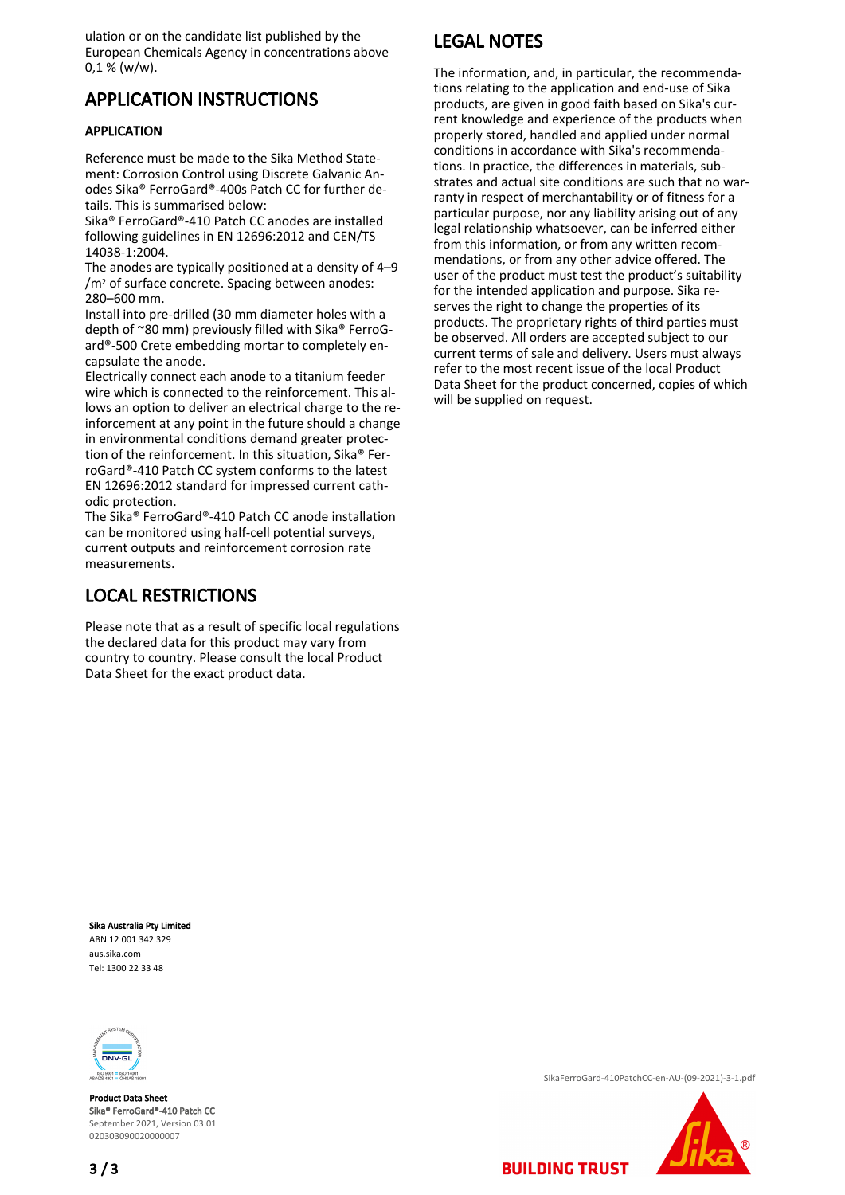ulation or on the candidate list published by the European Chemicals Agency in concentrations above 0,1 % (w/w).

## APPLICATION INSTRUCTIONS

### APPLICATION

Reference must be made to the Sika Method Statement: Corrosion Control using Discrete Galvanic Anodes Sika® FerroGard®-400s Patch CC for further details. This is summarised below:

Sika® FerroGard®-410 Patch CC anodes are installed following guidelines in EN 12696:2012 and CEN/TS 14038-1:2004.

The anodes are typically positioned at a density of 4–9 /m² of surface concrete. Spacing between anodes: 280–600 mm.

Install into pre-drilled (30 mm diameter holes with a depth of ~80 mm) previously filled with Sika® FerroGard®-500 Crete embedding mortar to completely encapsulate the anode.

Electrically connect each anode to a titanium feeder wire which is connected to the reinforcement. This allows an option to deliver an electrical charge to the reinforcement at any point in the future should a change in environmental conditions demand greater protection of the reinforcement. In this situation, Sika® FerroGard®-410 Patch CC system conforms to the latest EN 12696:2012 standard for impressed current cathodic protection.

The Sika® FerroGard®-410 Patch CC anode installation can be monitored using half-cell potential surveys, current outputs and reinforcement corrosion rate measurements.

## LOCAL RESTRICTIONS

Please note that as a result of specific local regulations the declared data for this product may vary from country to country. Please consult the local Product Data Sheet for the exact product data.

## LEGAL NOTES

The information, and, in particular, the recommendations relating to the application and end-use of Sika products, are given in good faith based on Sika's current knowledge and experience of the products when properly stored, handled and applied under normal conditions in accordance with Sika's recommendations. In practice, the differences in materials, substrates and actual site conditions are such that no warranty in respect of merchantability or of fitness for a particular purpose, nor any liability arising out of any legal relationship whatsoever, can be inferred either from this information, or from any written recommendations, or from any other advice offered. The user of the product must test the product's suitability for the intended application and purpose. Sika reserves the right to change the properties of its products. The proprietary rights of third parties must be observed. All orders are accepted subject to our current terms of sale and delivery. Users must always refer to the most recent issue of the local Product Data Sheet for the product concerned, copies of which will be supplied on request.

**Sika Australia Pty Limited**
ABN 12 001 342 329
aus.sika.com
Tel: 1300 22 33 48

**Product Data Sheet**
**Sika® FerroGard®-410 Patch CC**
September 2021, Version 03.01
020303090020000007

SikaFerroGard-410PatchCC-en-AU-(09-2021)-3-1.pdf

BUILDING TRUST